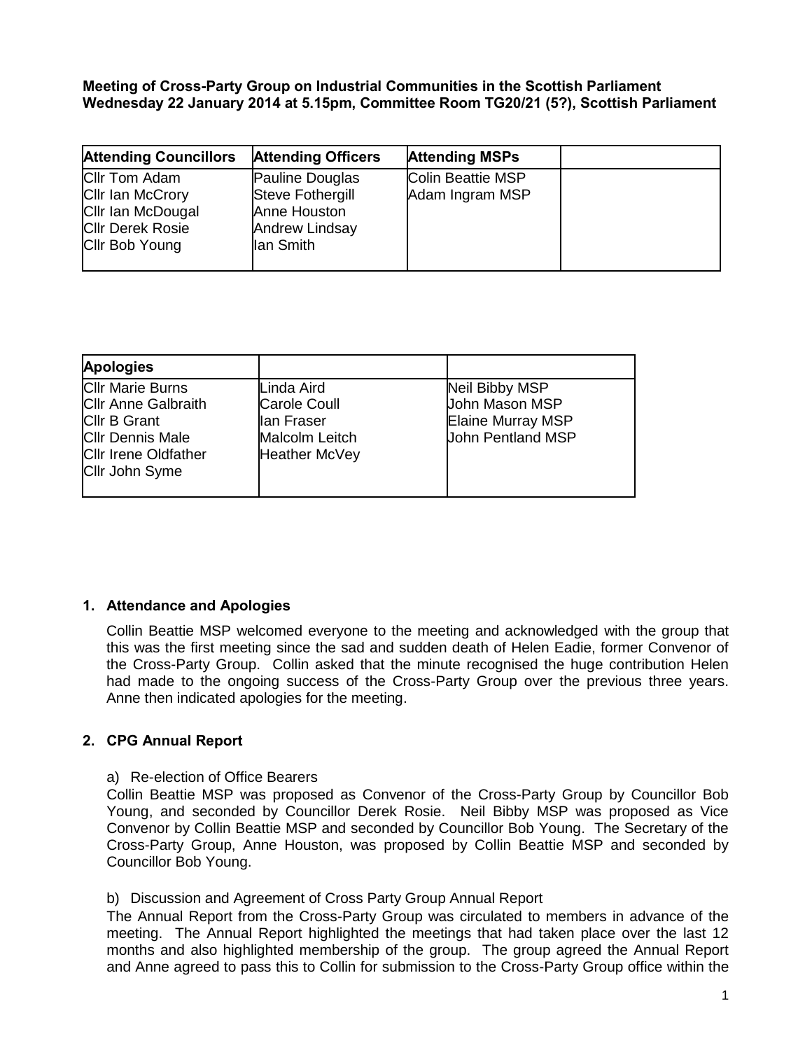**Meeting of Cross-Party Group on Industrial Communities in the Scottish Parliament**
**Wednesday 22 January 2014 at 5.15pm, Committee Room TG20/21 (5?), Scottish Parliament**

| Attending Councillors | Attending Officers | Attending MSPs | |
|---|---|---|---|
| Cllr Tom Adam<br>Cllr Ian McCrory<br>Cllr Ian McDougal<br>Cllr Derek Rosie<br>Cllr Bob Young | Pauline Douglas<br>Steve Fothergill<br>Anne Houston<br>Andrew Lindsay<br>Ian Smith | Colin Beattie MSP<br>Adam Ingram MSP | |

| Apologies | | |
|---|---|---|
| Cllr Marie Burns<br>Cllr Anne Galbraith<br>Cllr B Grant<br>Cllr Dennis Male<br>Cllr Irene Oldfather<br>Cllr John Syme | Linda Aird<br>Carole Coull<br>Ian Fraser<br>Malcolm Leitch<br>Heather McVey | Neil Bibby MSP<br>John Mason MSP<br>Elaine Murray MSP<br>John Pentland MSP |

## 1. Attendance and Apologies

Collin Beattie MSP welcomed everyone to the meeting and acknowledged with the group that this was the first meeting since the sad and sudden death of Helen Eadie, former Convenor of the Cross-Party Group. Collin asked that the minute recognised the huge contribution Helen had made to the ongoing success of the Cross-Party Group over the previous three years. Anne then indicated apologies for the meeting.

## 2. CPG Annual Report

a) Re-election of Office Bearers

Collin Beattie MSP was proposed as Convenor of the Cross-Party Group by Councillor Bob Young, and seconded by Councillor Derek Rosie. Neil Bibby MSP was proposed as Vice Convenor by Collin Beattie MSP and seconded by Councillor Bob Young. The Secretary of the Cross-Party Group, Anne Houston, was proposed by Collin Beattie MSP and seconded by Councillor Bob Young.

b) Discussion and Agreement of Cross Party Group Annual Report

The Annual Report from the Cross-Party Group was circulated to members in advance of the meeting. The Annual Report highlighted the meetings that had taken place over the last 12 months and also highlighted membership of the group. The group agreed the Annual Report and Anne agreed to pass this to Collin for submission to the Cross-Party Group office within the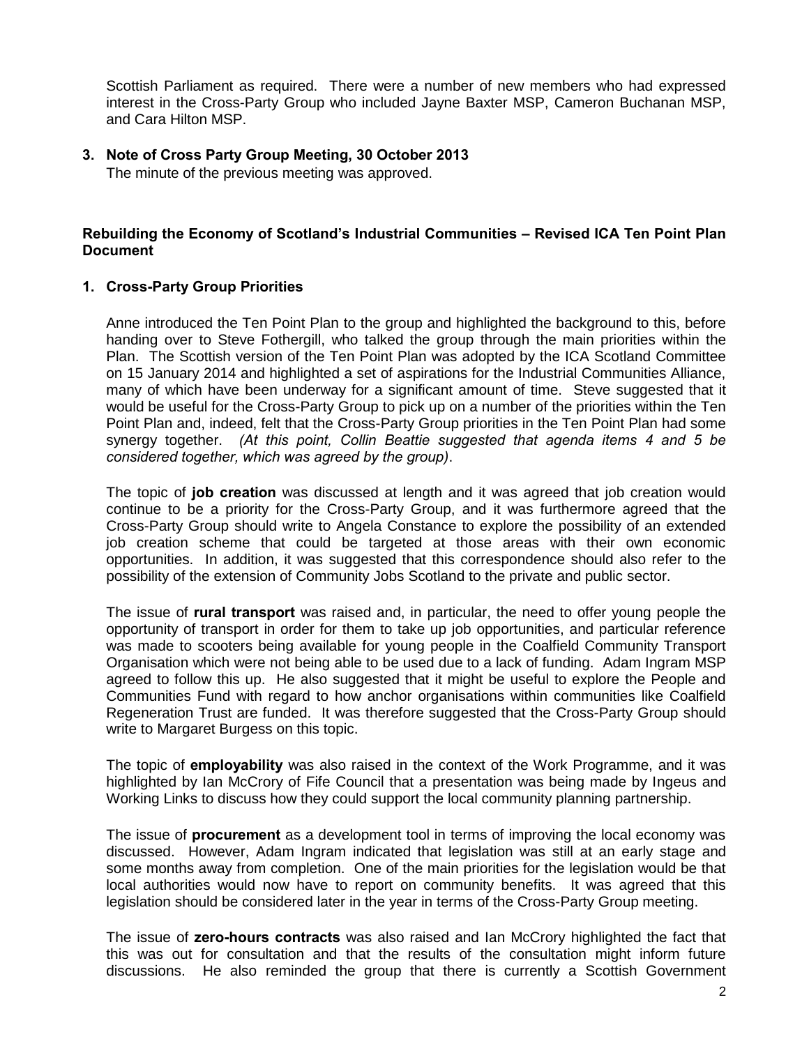Scottish Parliament as required. There were a number of new members who had expressed interest in the Cross-Party Group who included Jayne Baxter MSP, Cameron Buchanan MSP, and Cara Hilton MSP.

**3. Note of Cross Party Group Meeting, 30 October 2013**

The minute of the previous meeting was approved.

**Rebuilding the Economy of Scotland's Industrial Communities – Revised ICA Ten Point Plan Document**

**1. Cross-Party Group Priorities**

Anne introduced the Ten Point Plan to the group and highlighted the background to this, before handing over to Steve Fothergill, who talked the group through the main priorities within the Plan. The Scottish version of the Ten Point Plan was adopted by the ICA Scotland Committee on 15 January 2014 and highlighted a set of aspirations for the Industrial Communities Alliance, many of which have been underway for a significant amount of time. Steve suggested that it would be useful for the Cross-Party Group to pick up on a number of the priorities within the Ten Point Plan and, indeed, felt that the Cross-Party Group priorities in the Ten Point Plan had some synergy together. *(At this point, Collin Beattie suggested that agenda items 4 and 5 be considered together, which was agreed by the group)*.

The topic of **job creation** was discussed at length and it was agreed that job creation would continue to be a priority for the Cross-Party Group, and it was furthermore agreed that the Cross-Party Group should write to Angela Constance to explore the possibility of an extended job creation scheme that could be targeted at those areas with their own economic opportunities. In addition, it was suggested that this correspondence should also refer to the possibility of the extension of Community Jobs Scotland to the private and public sector.

The issue of **rural transport** was raised and, in particular, the need to offer young people the opportunity of transport in order for them to take up job opportunities, and particular reference was made to scooters being available for young people in the Coalfield Community Transport Organisation which were not being able to be used due to a lack of funding. Adam Ingram MSP agreed to follow this up. He also suggested that it might be useful to explore the People and Communities Fund with regard to how anchor organisations within communities like Coalfield Regeneration Trust are funded. It was therefore suggested that the Cross-Party Group should write to Margaret Burgess on this topic.

The topic of **employability** was also raised in the context of the Work Programme, and it was highlighted by Ian McCrory of Fife Council that a presentation was being made by Ingeus and Working Links to discuss how they could support the local community planning partnership.

The issue of **procurement** as a development tool in terms of improving the local economy was discussed. However, Adam Ingram indicated that legislation was still at an early stage and some months away from completion. One of the main priorities for the legislation would be that local authorities would now have to report on community benefits. It was agreed that this legislation should be considered later in the year in terms of the Cross-Party Group meeting.

The issue of **zero-hours contracts** was also raised and Ian McCrory highlighted the fact that this was out for consultation and that the results of the consultation might inform future discussions. He also reminded the group that there is currently a Scottish Government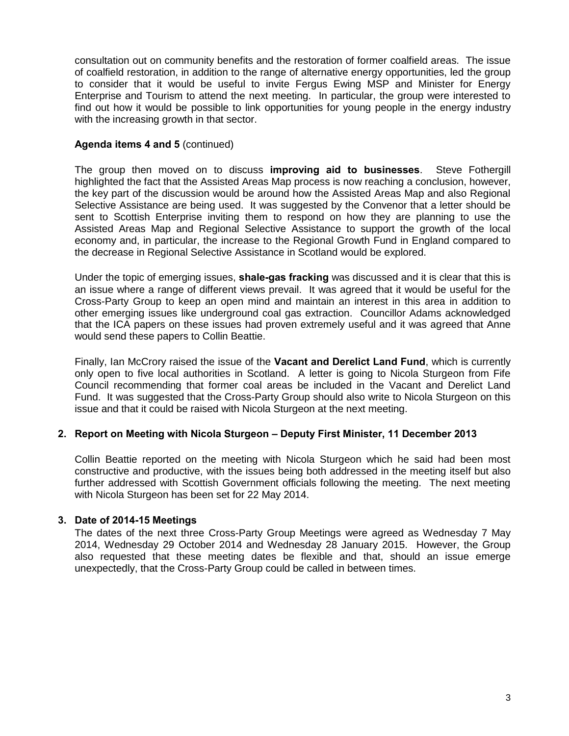consultation out on community benefits and the restoration of former coalfield areas. The issue of coalfield restoration, in addition to the range of alternative energy opportunities, led the group to consider that it would be useful to invite Fergus Ewing MSP and Minister for Energy Enterprise and Tourism to attend the next meeting. In particular, the group were interested to find out how it would be possible to link opportunities for young people in the energy industry with the increasing growth in that sector.

**Agenda items 4 and 5** (continued)

The group then moved on to discuss **improving aid to businesses**. Steve Fothergill highlighted the fact that the Assisted Areas Map process is now reaching a conclusion, however, the key part of the discussion would be around how the Assisted Areas Map and also Regional Selective Assistance are being used. It was suggested by the Convenor that a letter should be sent to Scottish Enterprise inviting them to respond on how they are planning to use the Assisted Areas Map and Regional Selective Assistance to support the growth of the local economy and, in particular, the increase to the Regional Growth Fund in England compared to the decrease in Regional Selective Assistance in Scotland would be explored.

Under the topic of emerging issues, **shale-gas fracking** was discussed and it is clear that this is an issue where a range of different views prevail. It was agreed that it would be useful for the Cross-Party Group to keep an open mind and maintain an interest in this area in addition to other emerging issues like underground coal gas extraction. Councillor Adams acknowledged that the ICA papers on these issues had proven extremely useful and it was agreed that Anne would send these papers to Collin Beattie.

Finally, Ian McCrory raised the issue of the **Vacant and Derelict Land Fund**, which is currently only open to five local authorities in Scotland. A letter is going to Nicola Sturgeon from Fife Council recommending that former coal areas be included in the Vacant and Derelict Land Fund. It was suggested that the Cross-Party Group should also write to Nicola Sturgeon on this issue and that it could be raised with Nicola Sturgeon at the next meeting.

**2. Report on Meeting with Nicola Sturgeon – Deputy First Minister, 11 December 2013**

Collin Beattie reported on the meeting with Nicola Sturgeon which he said had been most constructive and productive, with the issues being both addressed in the meeting itself but also further addressed with Scottish Government officials following the meeting. The next meeting with Nicola Sturgeon has been set for 22 May 2014.

**3. Date of 2014-15 Meetings**

The dates of the next three Cross-Party Group Meetings were agreed as Wednesday 7 May 2014, Wednesday 29 October 2014 and Wednesday 28 January 2015. However, the Group also requested that these meeting dates be flexible and that, should an issue emerge unexpectedly, that the Cross-Party Group could be called in between times.